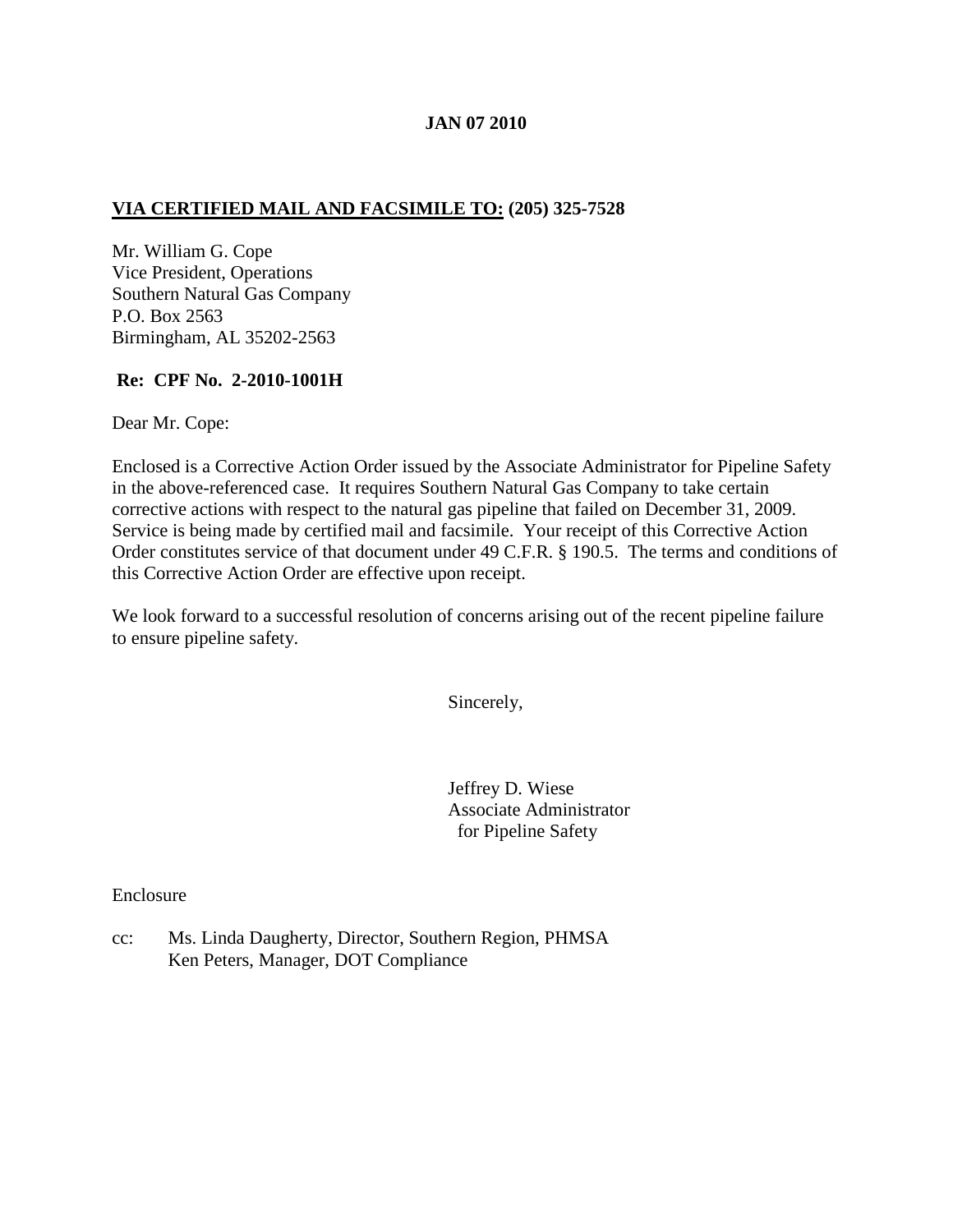**JAN 07 2010**

**VIA CERTIFIED MAIL AND FACSIMILE TO: (205) 325-7528**

Mr. William G. Cope
Vice President, Operations
Southern Natural Gas Company
P.O. Box 2563
Birmingham, AL 35202-2563

**Re: CPF No. 2-2010-1001H**

Dear Mr. Cope:

Enclosed is a Corrective Action Order issued by the Associate Administrator for Pipeline Safety in the above-referenced case. It requires Southern Natural Gas Company to take certain corrective actions with respect to the natural gas pipeline that failed on December 31, 2009. Service is being made by certified mail and facsimile. Your receipt of this Corrective Action Order constitutes service of that document under 49 C.F.R. § 190.5. The terms and conditions of this Corrective Action Order are effective upon receipt.

We look forward to a successful resolution of concerns arising out of the recent pipeline failure to ensure pipeline safety.

Sincerely,

Jeffrey D. Wiese
Associate Administrator
for Pipeline Safety

Enclosure

cc: Ms. Linda Daugherty, Director, Southern Region, PHMSA
Ken Peters, Manager, DOT Compliance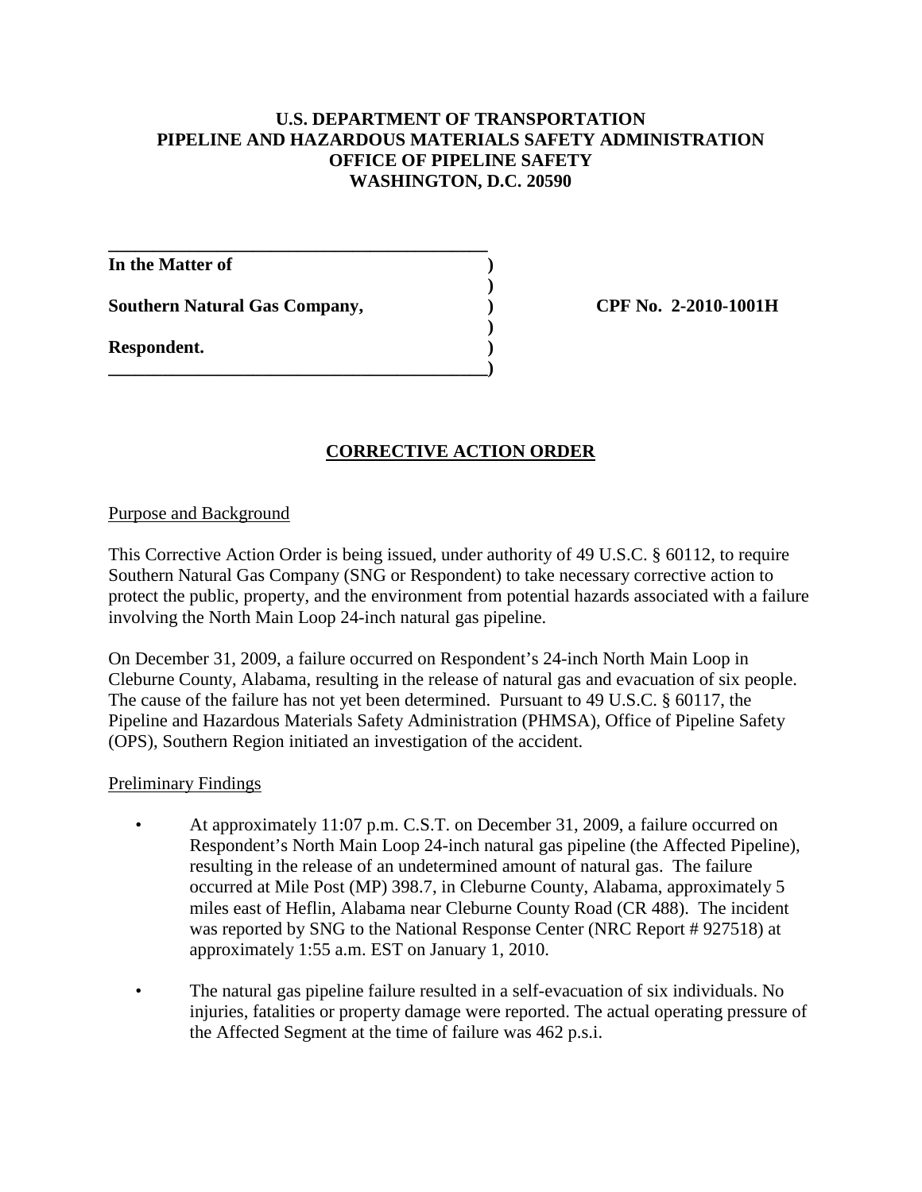**U.S. DEPARTMENT OF TRANSPORTATION**
**PIPELINE AND HAZARDOUS MATERIALS SAFETY ADMINISTRATION**
**OFFICE OF PIPELINE SAFETY**
**WASHINGTON, D.C. 20590**

| | |
|---|---|
| **In the Matter of** | |
| **Southern Natural Gas Company,** | **CPF No. 2-2010-1001H** |
| **Respondent.** | |

## CORRECTIVE ACTION ORDER

Purpose and Background

This Corrective Action Order is being issued, under authority of 49 U.S.C. § 60112, to require Southern Natural Gas Company (SNG or Respondent) to take necessary corrective action to protect the public, property, and the environment from potential hazards associated with a failure involving the North Main Loop 24-inch natural gas pipeline.

On December 31, 2009, a failure occurred on Respondent's 24-inch North Main Loop in Cleburne County, Alabama, resulting in the release of natural gas and evacuation of six people. The cause of the failure has not yet been determined. Pursuant to 49 U.S.C. § 60117, the Pipeline and Hazardous Materials Safety Administration (PHMSA), Office of Pipeline Safety (OPS), Southern Region initiated an investigation of the accident.

Preliminary Findings

- At approximately 11:07 p.m. C.S.T. on December 31, 2009, a failure occurred on Respondent's North Main Loop 24-inch natural gas pipeline (the Affected Pipeline), resulting in the release of an undetermined amount of natural gas. The failure occurred at Mile Post (MP) 398.7, in Cleburne County, Alabama, approximately 5 miles east of Heflin, Alabama near Cleburne County Road (CR 488). The incident was reported by SNG to the National Response Center (NRC Report # 927518) at approximately 1:55 a.m. EST on January 1, 2010.

- The natural gas pipeline failure resulted in a self-evacuation of six individuals. No injuries, fatalities or property damage were reported. The actual operating pressure of the Affected Segment at the time of failure was 462 p.s.i.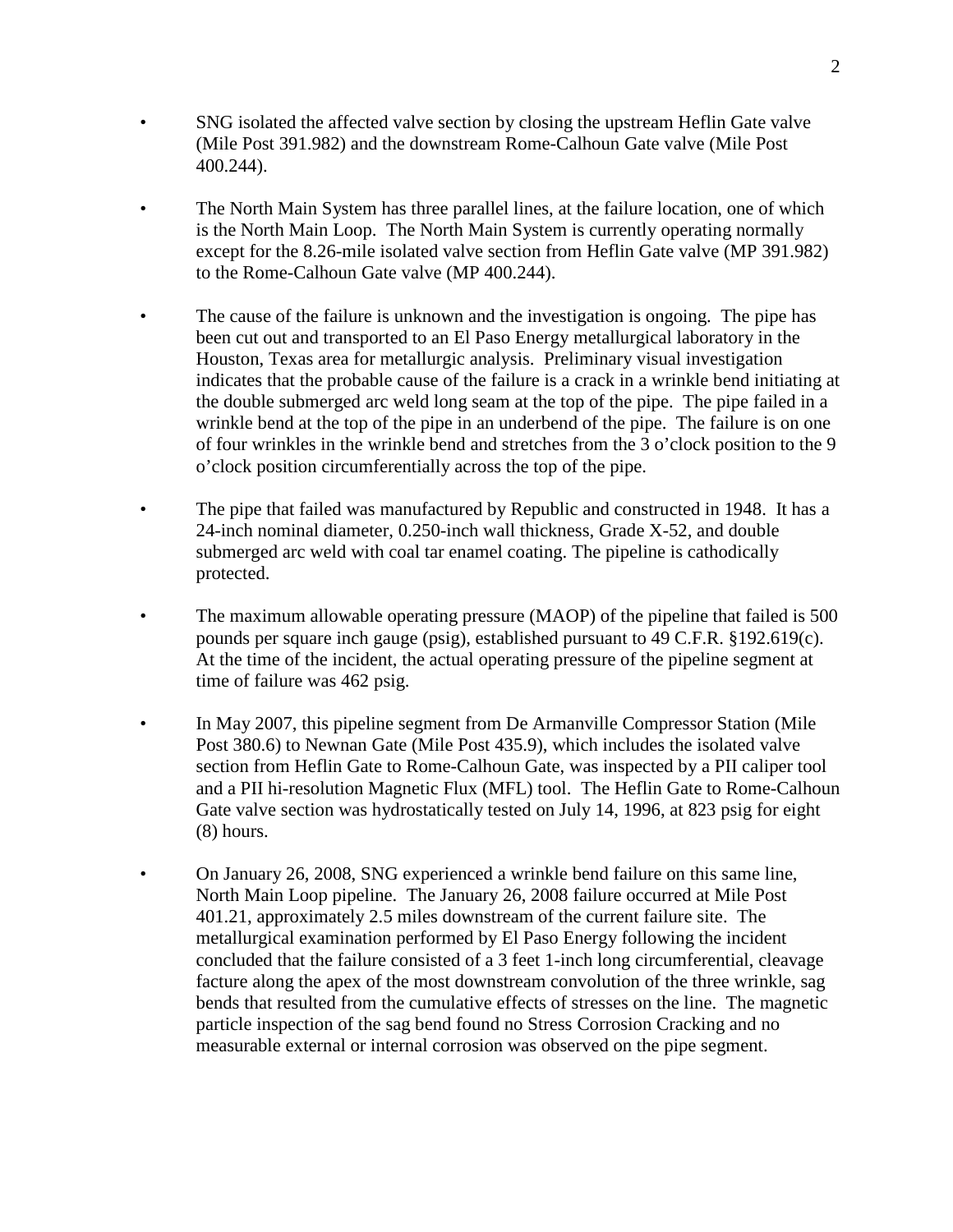- SNG isolated the affected valve section by closing the upstream Heflin Gate valve (Mile Post 391.982) and the downstream Rome-Calhoun Gate valve (Mile Post 400.244).

- The North Main System has three parallel lines, at the failure location, one of which is the North Main Loop. The North Main System is currently operating normally except for the 8.26-mile isolated valve section from Heflin Gate valve (MP 391.982) to the Rome-Calhoun Gate valve (MP 400.244).

- The cause of the failure is unknown and the investigation is ongoing. The pipe has been cut out and transported to an El Paso Energy metallurgical laboratory in the Houston, Texas area for metallurgic analysis. Preliminary visual investigation indicates that the probable cause of the failure is a crack in a wrinkle bend initiating at the double submerged arc weld long seam at the top of the pipe. The pipe failed in a wrinkle bend at the top of the pipe in an underbend of the pipe. The failure is on one of four wrinkles in the wrinkle bend and stretches from the 3 o'clock position to the 9 o'clock position circumferentially across the top of the pipe.

- The pipe that failed was manufactured by Republic and constructed in 1948. It has a 24-inch nominal diameter, 0.250-inch wall thickness, Grade X-52, and double submerged arc weld with coal tar enamel coating. The pipeline is cathodically protected.

- The maximum allowable operating pressure (MAOP) of the pipeline that failed is 500 pounds per square inch gauge (psig), established pursuant to 49 C.F.R. §192.619(c). At the time of the incident, the actual operating pressure of the pipeline segment at time of failure was 462 psig.

- In May 2007, this pipeline segment from De Armanville Compressor Station (Mile Post 380.6) to Newnan Gate (Mile Post 435.9), which includes the isolated valve section from Heflin Gate to Rome-Calhoun Gate, was inspected by a PII caliper tool and a PII hi-resolution Magnetic Flux (MFL) tool. The Heflin Gate to Rome-Calhoun Gate valve section was hydrostatically tested on July 14, 1996, at 823 psig for eight (8) hours.

- On January 26, 2008, SNG experienced a wrinkle bend failure on this same line, North Main Loop pipeline. The January 26, 2008 failure occurred at Mile Post 401.21, approximately 2.5 miles downstream of the current failure site. The metallurgical examination performed by El Paso Energy following the incident concluded that the failure consisted of a 3 feet 1-inch long circumferential, cleavage facture along the apex of the most downstream convolution of the three wrinkle, sag bends that resulted from the cumulative effects of stresses on the line. The magnetic particle inspection of the sag bend found no Stress Corrosion Cracking and no measurable external or internal corrosion was observed on the pipe segment.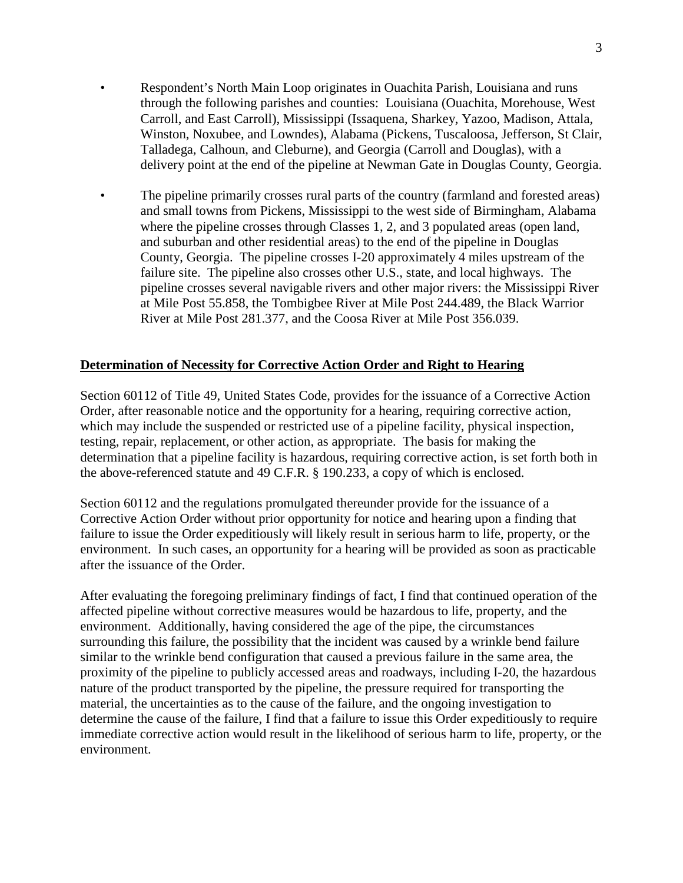- Respondent's North Main Loop originates in Ouachita Parish, Louisiana and runs through the following parishes and counties: Louisiana (Ouachita, Morehouse, West Carroll, and East Carroll), Mississippi (Issaquena, Sharkey, Yazoo, Madison, Attala, Winston, Noxubee, and Lowndes), Alabama (Pickens, Tuscaloosa, Jefferson, St Clair, Talladega, Calhoun, and Cleburne), and Georgia (Carroll and Douglas), with a delivery point at the end of the pipeline at Newman Gate in Douglas County, Georgia.

- The pipeline primarily crosses rural parts of the country (farmland and forested areas) and small towns from Pickens, Mississippi to the west side of Birmingham, Alabama where the pipeline crosses through Classes 1, 2, and 3 populated areas (open land, and suburban and other residential areas) to the end of the pipeline in Douglas County, Georgia. The pipeline crosses I-20 approximately 4 miles upstream of the failure site. The pipeline also crosses other U.S., state, and local highways. The pipeline crosses several navigable rivers and other major rivers: the Mississippi River at Mile Post 55.858, the Tombigbee River at Mile Post 244.489, the Black Warrior River at Mile Post 281.377, and the Coosa River at Mile Post 356.039.

## Determination of Necessity for Corrective Action Order and Right to Hearing

Section 60112 of Title 49, United States Code, provides for the issuance of a Corrective Action Order, after reasonable notice and the opportunity for a hearing, requiring corrective action, which may include the suspended or restricted use of a pipeline facility, physical inspection, testing, repair, replacement, or other action, as appropriate. The basis for making the determination that a pipeline facility is hazardous, requiring corrective action, is set forth both in the above-referenced statute and 49 C.F.R. § 190.233, a copy of which is enclosed.

Section 60112 and the regulations promulgated thereunder provide for the issuance of a Corrective Action Order without prior opportunity for notice and hearing upon a finding that failure to issue the Order expeditiously will likely result in serious harm to life, property, or the environment. In such cases, an opportunity for a hearing will be provided as soon as practicable after the issuance of the Order.

After evaluating the foregoing preliminary findings of fact, I find that continued operation of the affected pipeline without corrective measures would be hazardous to life, property, and the environment. Additionally, having considered the age of the pipe, the circumstances surrounding this failure, the possibility that the incident was caused by a wrinkle bend failure similar to the wrinkle bend configuration that caused a previous failure in the same area, the proximity of the pipeline to publicly accessed areas and roadways, including I-20, the hazardous nature of the product transported by the pipeline, the pressure required for transporting the material, the uncertainties as to the cause of the failure, and the ongoing investigation to determine the cause of the failure, I find that a failure to issue this Order expeditiously to require immediate corrective action would result in the likelihood of serious harm to life, property, or the environment.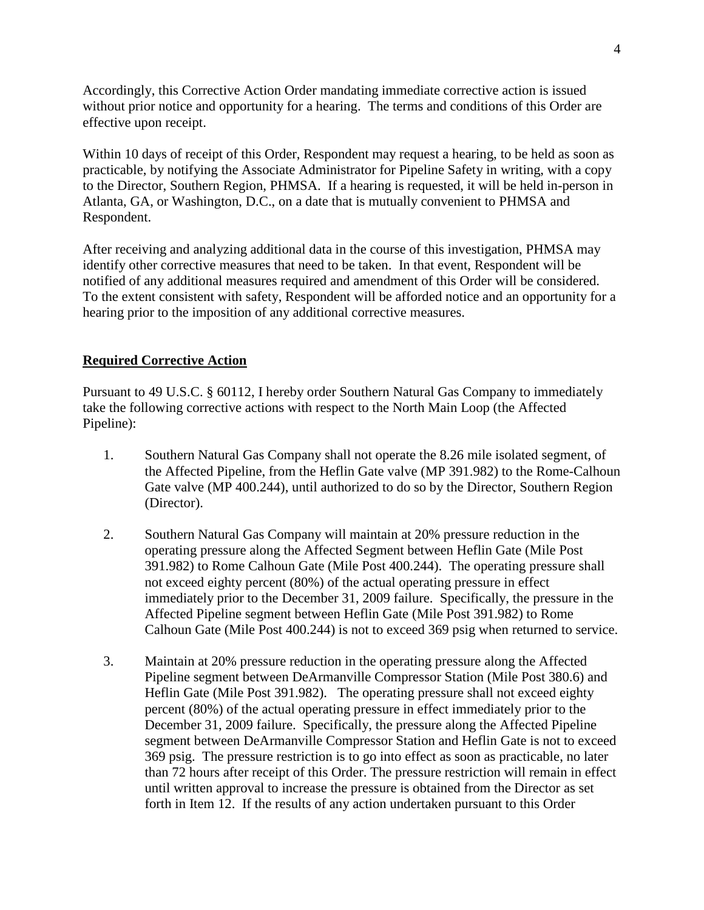Accordingly, this Corrective Action Order mandating immediate corrective action is issued without prior notice and opportunity for a hearing. The terms and conditions of this Order are effective upon receipt.

Within 10 days of receipt of this Order, Respondent may request a hearing, to be held as soon as practicable, by notifying the Associate Administrator for Pipeline Safety in writing, with a copy to the Director, Southern Region, PHMSA. If a hearing is requested, it will be held in-person in Atlanta, GA, or Washington, D.C., on a date that is mutually convenient to PHMSA and Respondent.

After receiving and analyzing additional data in the course of this investigation, PHMSA may identify other corrective measures that need to be taken. In that event, Respondent will be notified of any additional measures required and amendment of this Order will be considered. To the extent consistent with safety, Respondent will be afforded notice and an opportunity for a hearing prior to the imposition of any additional corrective measures.

## Required Corrective Action

Pursuant to 49 U.S.C. § 60112, I hereby order Southern Natural Gas Company to immediately take the following corrective actions with respect to the North Main Loop (the Affected Pipeline):

1. Southern Natural Gas Company shall not operate the 8.26 mile isolated segment, of the Affected Pipeline, from the Heflin Gate valve (MP 391.982) to the Rome-Calhoun Gate valve (MP 400.244), until authorized to do so by the Director, Southern Region (Director).

2. Southern Natural Gas Company will maintain at 20% pressure reduction in the operating pressure along the Affected Segment between Heflin Gate (Mile Post 391.982) to Rome Calhoun Gate (Mile Post 400.244). The operating pressure shall not exceed eighty percent (80%) of the actual operating pressure in effect immediately prior to the December 31, 2009 failure. Specifically, the pressure in the Affected Pipeline segment between Heflin Gate (Mile Post 391.982) to Rome Calhoun Gate (Mile Post 400.244) is not to exceed 369 psig when returned to service.

3. Maintain at 20% pressure reduction in the operating pressure along the Affected Pipeline segment between DeArmanville Compressor Station (Mile Post 380.6) and Heflin Gate (Mile Post 391.982). The operating pressure shall not exceed eighty percent (80%) of the actual operating pressure in effect immediately prior to the December 31, 2009 failure. Specifically, the pressure along the Affected Pipeline segment between DeArmanville Compressor Station and Heflin Gate is not to exceed 369 psig. The pressure restriction is to go into effect as soon as practicable, no later than 72 hours after receipt of this Order. The pressure restriction will remain in effect until written approval to increase the pressure is obtained from the Director as set forth in Item 12. If the results of any action undertaken pursuant to this Order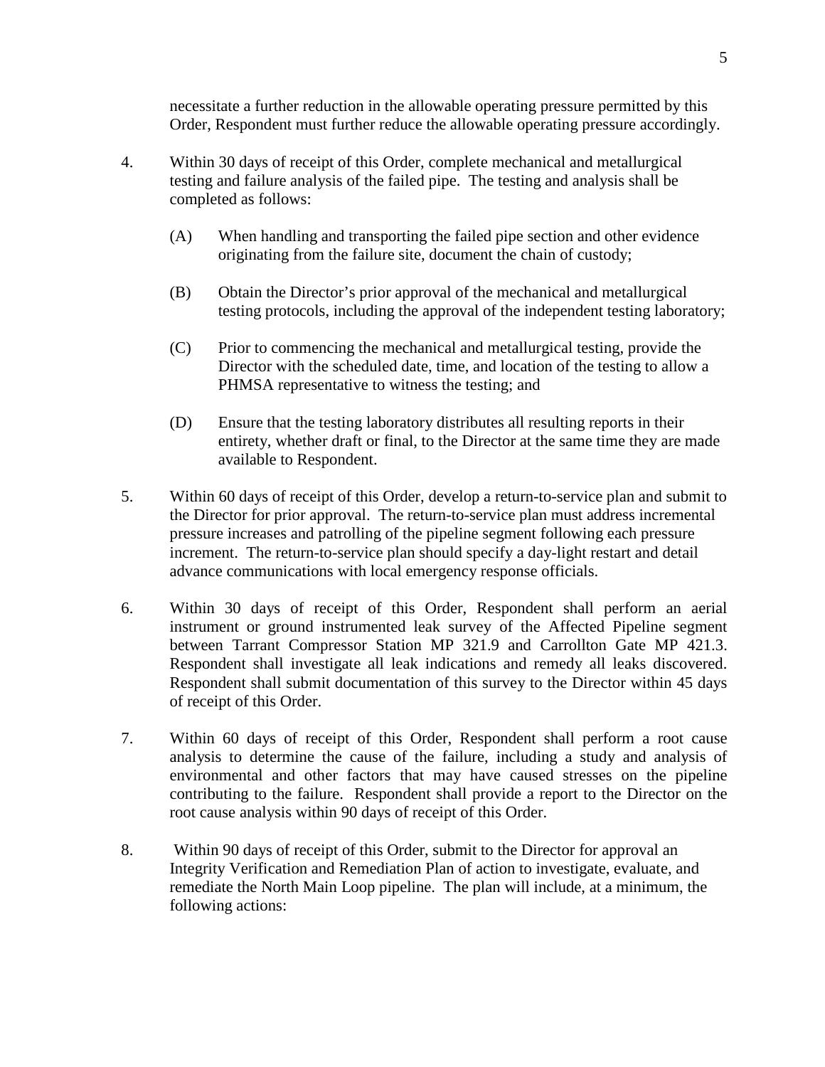necessitate a further reduction in the allowable operating pressure permitted by this Order, Respondent must further reduce the allowable operating pressure accordingly.

4. Within 30 days of receipt of this Order, complete mechanical and metallurgical testing and failure analysis of the failed pipe. The testing and analysis shall be completed as follows:

   (A) When handling and transporting the failed pipe section and other evidence originating from the failure site, document the chain of custody;

   (B) Obtain the Director's prior approval of the mechanical and metallurgical testing protocols, including the approval of the independent testing laboratory;

   (C) Prior to commencing the mechanical and metallurgical testing, provide the Director with the scheduled date, time, and location of the testing to allow a PHMSA representative to witness the testing; and

   (D) Ensure that the testing laboratory distributes all resulting reports in their entirety, whether draft or final, to the Director at the same time they are made available to Respondent.

5. Within 60 days of receipt of this Order, develop a return-to-service plan and submit to the Director for prior approval. The return-to-service plan must address incremental pressure increases and patrolling of the pipeline segment following each pressure increment. The return-to-service plan should specify a day-light restart and detail advance communications with local emergency response officials.

6. Within 30 days of receipt of this Order, Respondent shall perform an aerial instrument or ground instrumented leak survey of the Affected Pipeline segment between Tarrant Compressor Station MP 321.9 and Carrollton Gate MP 421.3. Respondent shall investigate all leak indications and remedy all leaks discovered. Respondent shall submit documentation of this survey to the Director within 45 days of receipt of this Order.

7. Within 60 days of receipt of this Order, Respondent shall perform a root cause analysis to determine the cause of the failure, including a study and analysis of environmental and other factors that may have caused stresses on the pipeline contributing to the failure. Respondent shall provide a report to the Director on the root cause analysis within 90 days of receipt of this Order.

8. Within 90 days of receipt of this Order, submit to the Director for approval an Integrity Verification and Remediation Plan of action to investigate, evaluate, and remediate the North Main Loop pipeline. The plan will include, at a minimum, the following actions: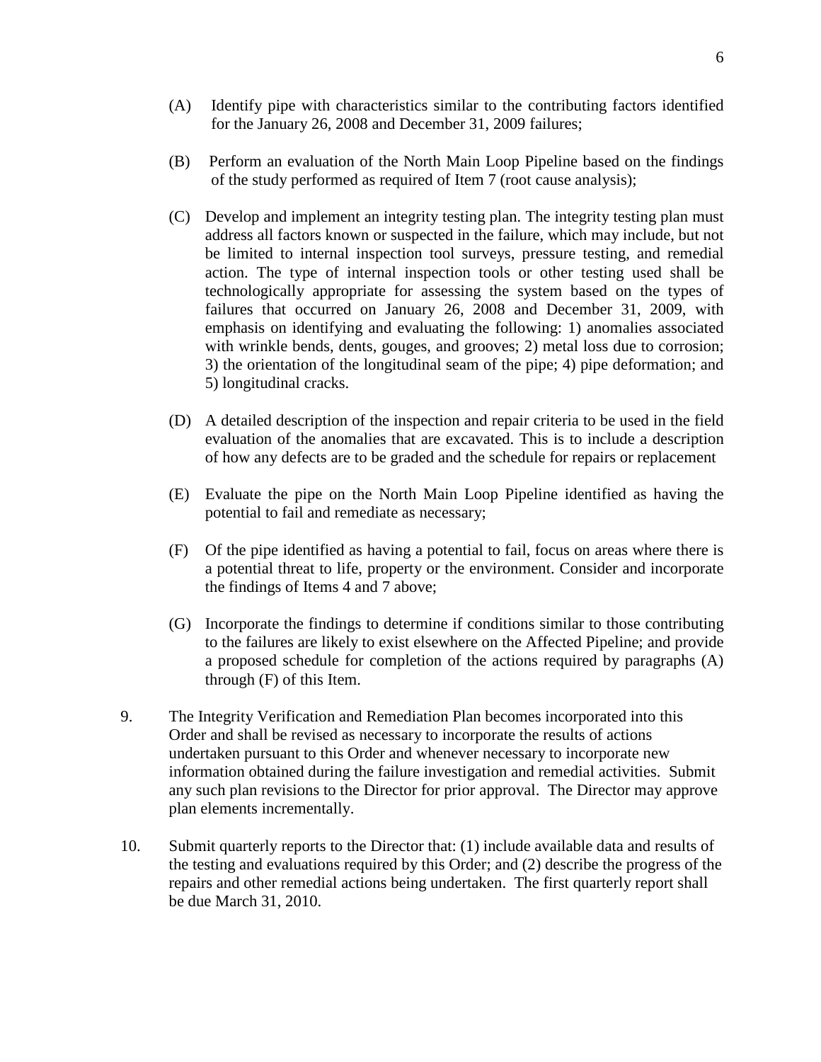(A) Identify pipe with characteristics similar to the contributing factors identified for the January 26, 2008 and December 31, 2009 failures;

(B) Perform an evaluation of the North Main Loop Pipeline based on the findings of the study performed as required of Item 7 (root cause analysis);

(C) Develop and implement an integrity testing plan. The integrity testing plan must address all factors known or suspected in the failure, which may include, but not be limited to internal inspection tool surveys, pressure testing, and remedial action. The type of internal inspection tools or other testing used shall be technologically appropriate for assessing the system based on the types of failures that occurred on January 26, 2008 and December 31, 2009, with emphasis on identifying and evaluating the following: 1) anomalies associated with wrinkle bends, dents, gouges, and grooves; 2) metal loss due to corrosion; 3) the orientation of the longitudinal seam of the pipe; 4) pipe deformation; and 5) longitudinal cracks.

(D) A detailed description of the inspection and repair criteria to be used in the field evaluation of the anomalies that are excavated. This is to include a description of how any defects are to be graded and the schedule for repairs or replacement

(E) Evaluate the pipe on the North Main Loop Pipeline identified as having the potential to fail and remediate as necessary;

(F) Of the pipe identified as having a potential to fail, focus on areas where there is a potential threat to life, property or the environment. Consider and incorporate the findings of Items 4 and 7 above;

(G) Incorporate the findings to determine if conditions similar to those contributing to the failures are likely to exist elsewhere on the Affected Pipeline; and provide a proposed schedule for completion of the actions required by paragraphs (A) through (F) of this Item.

9. The Integrity Verification and Remediation Plan becomes incorporated into this Order and shall be revised as necessary to incorporate the results of actions undertaken pursuant to this Order and whenever necessary to incorporate new information obtained during the failure investigation and remedial activities. Submit any such plan revisions to the Director for prior approval. The Director may approve plan elements incrementally.

10. Submit quarterly reports to the Director that: (1) include available data and results of the testing and evaluations required by this Order; and (2) describe the progress of the repairs and other remedial actions being undertaken. The first quarterly report shall be due March 31, 2010.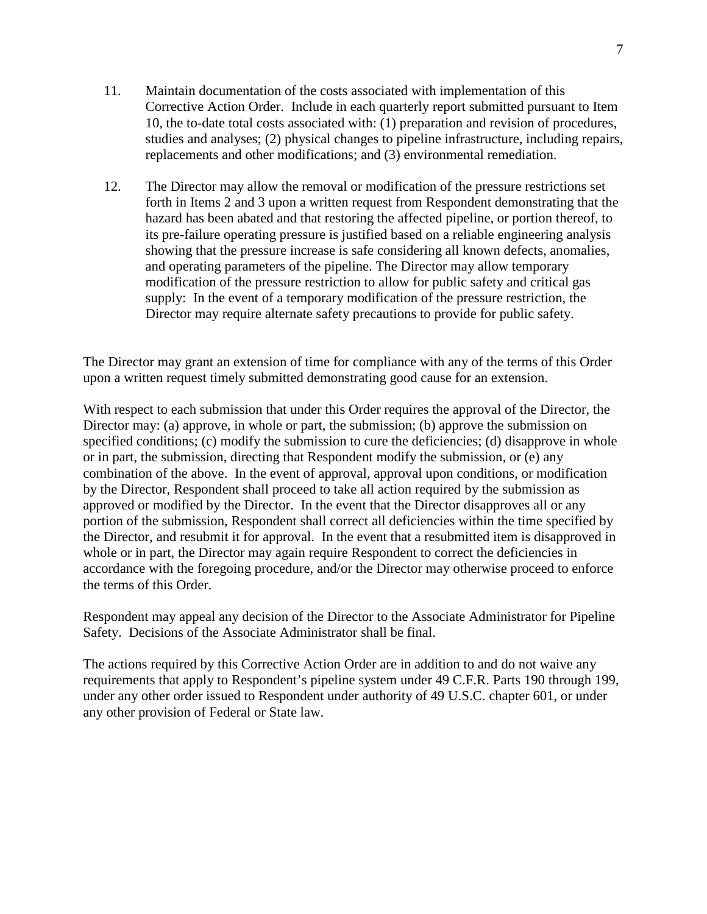11. Maintain documentation of the costs associated with implementation of this Corrective Action Order. Include in each quarterly report submitted pursuant to Item 10, the to-date total costs associated with: (1) preparation and revision of procedures, studies and analyses; (2) physical changes to pipeline infrastructure, including repairs, replacements and other modifications; and (3) environmental remediation.

12. The Director may allow the removal or modification of the pressure restrictions set forth in Items 2 and 3 upon a written request from Respondent demonstrating that the hazard has been abated and that restoring the affected pipeline, or portion thereof, to its pre-failure operating pressure is justified based on a reliable engineering analysis showing that the pressure increase is safe considering all known defects, anomalies, and operating parameters of the pipeline. The Director may allow temporary modification of the pressure restriction to allow for public safety and critical gas supply: In the event of a temporary modification of the pressure restriction, the Director may require alternate safety precautions to provide for public safety.

The Director may grant an extension of time for compliance with any of the terms of this Order upon a written request timely submitted demonstrating good cause for an extension.

With respect to each submission that under this Order requires the approval of the Director, the Director may: (a) approve, in whole or part, the submission; (b) approve the submission on specified conditions; (c) modify the submission to cure the deficiencies; (d) disapprove in whole or in part, the submission, directing that Respondent modify the submission, or (e) any combination of the above. In the event of approval, approval upon conditions, or modification by the Director, Respondent shall proceed to take all action required by the submission as approved or modified by the Director. In the event that the Director disapproves all or any portion of the submission, Respondent shall correct all deficiencies within the time specified by the Director, and resubmit it for approval. In the event that a resubmitted item is disapproved in whole or in part, the Director may again require Respondent to correct the deficiencies in accordance with the foregoing procedure, and/or the Director may otherwise proceed to enforce the terms of this Order.

Respondent may appeal any decision of the Director to the Associate Administrator for Pipeline Safety. Decisions of the Associate Administrator shall be final.

The actions required by this Corrective Action Order are in addition to and do not waive any requirements that apply to Respondent's pipeline system under 49 C.F.R. Parts 190 through 199, under any other order issued to Respondent under authority of 49 U.S.C. chapter 601, or under any other provision of Federal or State law.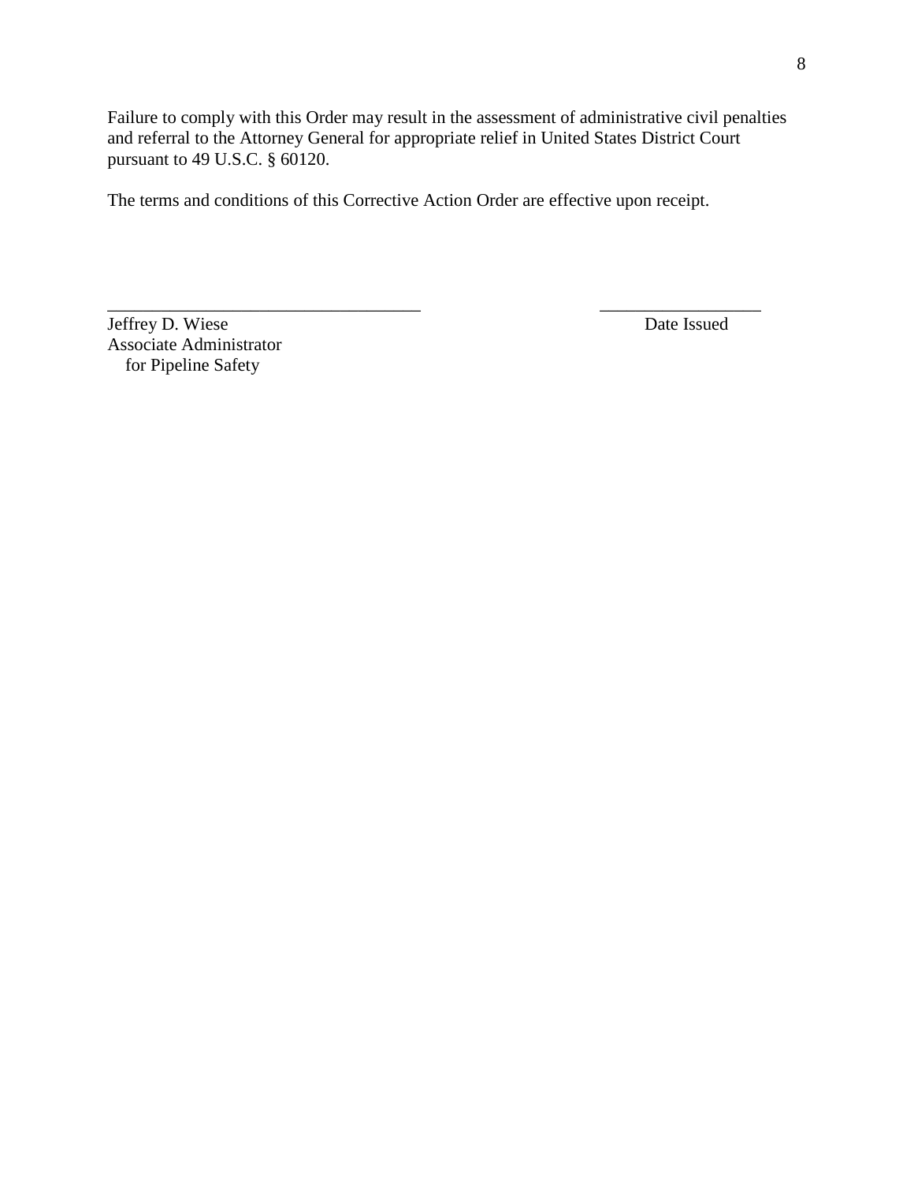Failure to comply with this Order may result in the assessment of administrative civil penalties and referral to the Attorney General for appropriate relief in United States District Court pursuant to 49 U.S.C. § 60120.

The terms and conditions of this Corrective Action Order are effective upon receipt.

___________________________________ ________________

Jeffrey D. Wiese
Associate Administrator
for Pipeline Safety

Date Issued